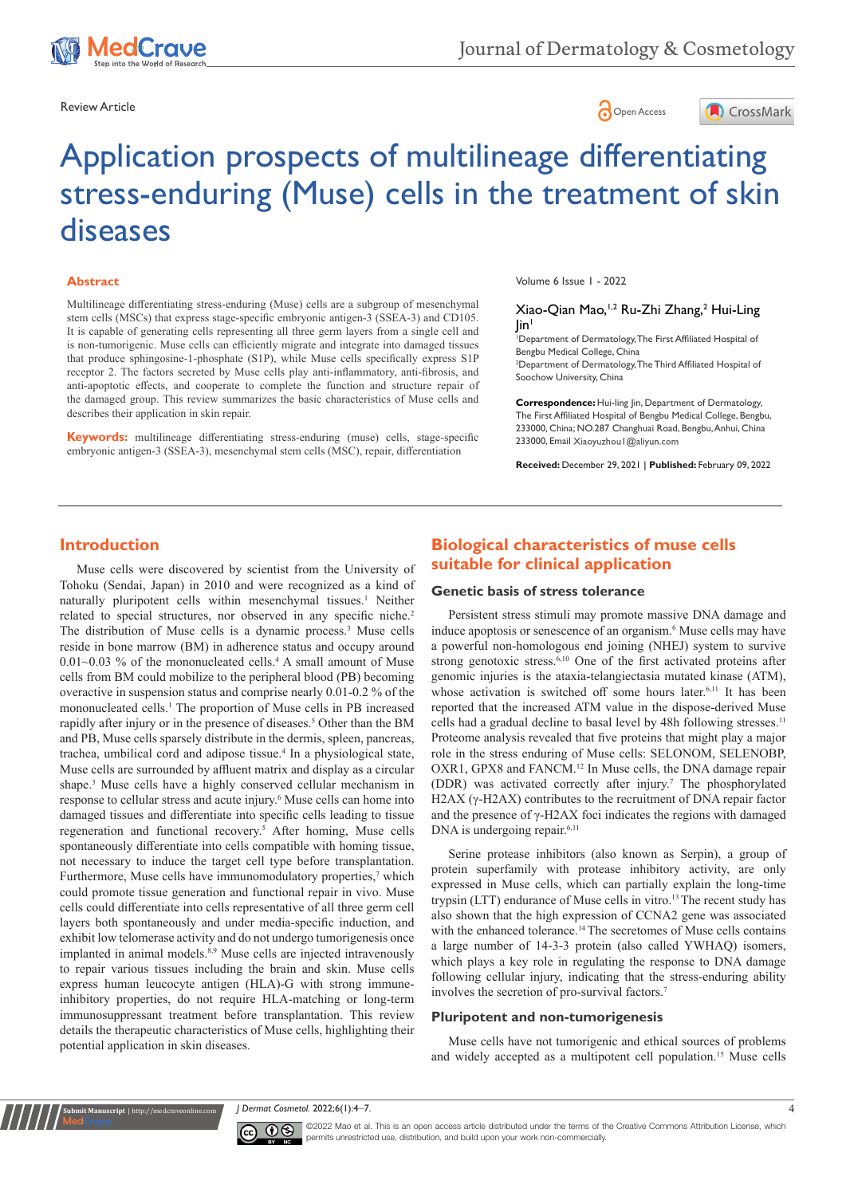Review Article

# Application prospects of multilineage differentiating stress-enduring (Muse) cells in the treatment of skin diseases

## Abstract

Multilineage differentiating stress-enduring (Muse) cells are a subgroup of mesenchymal stem cells (MSCs) that express stage-specific embryonic antigen-3 (SSEA-3) and CD105. It is capable of generating cells representing all three germ layers from a single cell and is non-tumorigenic. Muse cells can efficiently migrate and integrate into damaged tissues that produce sphingosine-1-phosphate (S1P), while Muse cells specifically express S1P receptor 2. The factors secreted by Muse cells play anti-inflammatory, anti-fibrosis, and anti-apoptotic effects, and cooperate to complete the function and structure repair of the damaged group. This review summarizes the basic characteristics of Muse cells and describes their application in skin repair.

**Keywords:** multilineage differentiating stress-enduring (muse) cells, stage-specific embryonic antigen-3 (SSEA-3), mesenchymal stem cells (MSC), repair, differentiation

Volume 6 Issue 1 - 2022

Xiao-Qian Mao,[1,2] Ru-Zhi Zhang,[2] Hui-Ling Jin[1]

[1]Department of Dermatology, The First Affiliated Hospital of Bengbu Medical College, China
[2]Department of Dermatology, The Third Affiliated Hospital of Soochow University, China

**Correspondence:** Hui-ling Jin, Department of Dermatology, The First Affiliated Hospital of Bengbu Medical College, Bengbu, 233000, China; NO.287 Changhuai Road, Bengbu, Anhui, China 233000, Email Xiaoyuzhou1@aliyun.com

**Received:** December 29, 2021 | **Published:** February 09, 2022

## Introduction

Muse cells were discovered by scientist from the University of Tohoku (Sendai, Japan) in 2010 and were recognized as a kind of naturally pluripotent cells within mesenchymal tissues.[1] Neither related to special structures, nor observed in any specific niche.[2] The distribution of Muse cells is a dynamic process.[3] Muse cells reside in bone marrow (BM) in adherence status and occupy around 0.01~0.03 % of the mononucleated cells.[4] A small amount of Muse cells from BM could mobilize to the peripheral blood (PB) becoming overactive in suspension status and comprise nearly 0.01-0.2 % of the mononucleated cells.[1] The proportion of Muse cells in PB increased rapidly after injury or in the presence of diseases.[5] Other than the BM and PB, Muse cells sparsely distribute in the dermis, spleen, pancreas, trachea, umbilical cord and adipose tissue.[4] In a physiological state, Muse cells are surrounded by affluent matrix and display as a circular shape.[3] Muse cells have a highly conserved cellular mechanism in response to cellular stress and acute injury.[6] Muse cells can home into damaged tissues and differentiate into specific cells leading to tissue regeneration and functional recovery.[5] After homing, Muse cells spontaneously differentiate into cells compatible with homing tissue, not necessary to induce the target cell type before transplantation. Furthermore, Muse cells have immunomodulatory properties,[7] which could promote tissue generation and functional repair in vivo. Muse cells could differentiate into cells representative of all three germ cell layers both spontaneously and under media-specific induction, and exhibit low telomerase activity and do not undergo tumorigenesis once implanted in animal models.[8,9] Muse cells are injected intravenously to repair various tissues including the brain and skin. Muse cells express human leucocyte antigen (HLA)-G with strong immune-inhibitory properties, do not require HLA-matching or long-term immunosuppressant treatment before transplantation. This review details the therapeutic characteristics of Muse cells, highlighting their potential application in skin diseases.

## Biological characteristics of muse cells suitable for clinical application

### Genetic basis of stress tolerance

Persistent stress stimuli may promote massive DNA damage and induce apoptosis or senescence of an organism.[6] Muse cells may have a powerful non-homologous end joining (NHEJ) system to survive strong genotoxic stress.[6,10] One of the first activated proteins after genomic injuries is the ataxia-telangiectasia mutated kinase (ATM), whose activation is switched off some hours later.[6,11] It has been reported that the increased ATM value in the dispose-derived Muse cells had a gradual decline to basal level by 48h following stresses.[11] Proteome analysis revealed that five proteins that might play a major role in the stress enduring of Muse cells: SELONOM, SELENOBP, OXR1, GPX8 and FANCM.[12] In Muse cells, the DNA damage repair (DDR) was activated correctly after injury.[7] The phosphorylated H2AX (γ-H2AX) contributes to the recruitment of DNA repair factor and the presence of γ-H2AX foci indicates the regions with damaged DNA is undergoing repair.[6,11]

Serine protease inhibitors (also known as Serpin), a group of protein superfamily with protease inhibitory activity, are only expressed in Muse cells, which can partially explain the long-time trypsin (LTT) endurance of Muse cells in vitro.[13] The recent study has also shown that the high expression of CCNA2 gene was associated with the enhanced tolerance.[14] The secretomes of Muse cells contains a large number of 14-3-3 protein (also called YWHAQ) isomers, which plays a key role in regulating the response to DNA damage following cellular injury, indicating that the stress-enduring ability involves the secretion of pro-survival factors.[7]

### Pluripotent and non-tumorigenesis

Muse cells have not tumorigenic and ethical sources of problems and widely accepted as a multipotent cell population.[15] Muse cells

©2022 Mao et al. This is an open access article distributed under the terms of the Creative Commons Attribution License, which permits unrestricted use, distribution, and build upon your work non-commercially.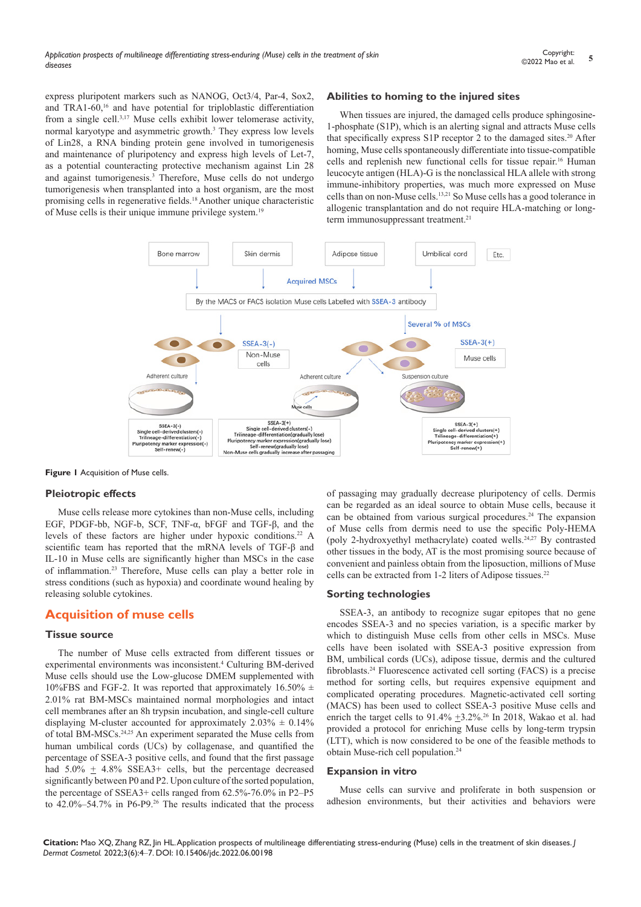express pluripotent markers such as NANOG, Oct3/4, Par-4, Sox2, and TRA1-60,[16] and have potential for triploblastic differentiation from a single cell.[3,17] Muse cells exhibit lower telomerase activity, normal karyotype and asymmetric growth.[3] They express low levels of Lin28, a RNA binding protein gene involved in tumorigenesis and maintenance of pluripotency and express high levels of Let-7, as a potential counteracting protective mechanism against Lin 28 and against tumorigenesis.[3] Therefore, Muse cells do not undergo tumorigenesis when transplanted into a host organism, are the most promising cells in regenerative fields.[18] Another unique characteristic of Muse cells is their unique immune privilege system.[19]

### Abilities to homing to the injured sites

When tissues are injured, the damaged cells produce sphingosine-1-phosphate (S1P), which is an alerting signal and attracts Muse cells that specifically express S1P receptor 2 to the damaged sites.[20] After homing, Muse cells spontaneously differentiate into tissue-compatible cells and replenish new functional cells for tissue repair.[16] Human leucocyte antigen (HLA)-G is the nonclassical HLA allele with strong immune-inhibitory properties, was much more expressed on Muse cells than on non-Muse cells.[13,21] So Muse cells has a good tolerance in allogenic transplantation and do not require HLA-matching or long-term immunosuppressant treatment.[21]

**Figure 1** Acquisition of Muse cells.

### Pleiotropic effects

Muse cells release more cytokines than non-Muse cells, including EGF, PDGF-bb, NGF-b, SCF, TNF-α, bFGF and TGF-β, and the levels of these factors are higher under hypoxic conditions.[22] A scientific team has reported that the mRNA levels of TGF-β and IL-10 in Muse cells are significantly higher than MSCs in the case of inflammation.[23] Therefore, Muse cells can play a better role in stress conditions (such as hypoxia) and coordinate wound healing by releasing soluble cytokines.

## Acquisition of muse cells

### Tissue source

The number of Muse cells extracted from different tissues or experimental environments was inconsistent.[4] Culturing BM-derived Muse cells should use the Low-glucose DMEM supplemented with 10%FBS and FGF-2. It was reported that approximately 16.50% ± 2.01% rat BM-MSCs maintained normal morphologies and intact cell membranes after an 8h trypsin incubation, and single-cell culture displaying M-cluster accounted for approximately 2.03% ± 0.14% of total BM-MSCs.[24,25] An experiment separated the Muse cells from human umbilical cords (UCs) by collagenase, and quantified the percentage of SSEA-3 positive cells, and found that the first passage had 5.0% ± 4.8% SSEA3+ cells, but the percentage decreased significantly between P0 and P2. Upon culture of the sorted population, the percentage of SSEA3+ cells ranged from 62.5%-76.0% in P2–P5 to 42.0%–54.7% in P6-P9.[26] The results indicated that the process of passaging may gradually decrease pluripotency of cells. Dermis can be regarded as an ideal source to obtain Muse cells, because it can be obtained from various surgical procedures.[24] The expansion of Muse cells from dermis need to use the specific Poly-HEMA (poly 2-hydroxyethyl methacrylate) coated wells.[24,27] By contrasted other tissues in the body, AT is the most promising source because of convenient and painless obtain from the liposuction, millions of Muse cells can be extracted from 1-2 liters of Adipose tissues.[22]

### Sorting technologies

SSEA-3, an antibody to recognize sugar epitopes that no gene encodes SSEA-3 and no species variation, is a specific marker by which to distinguish Muse cells from other cells in MSCs. Muse cells have been isolated with SSEA-3 positive expression from BM, umbilical cords (UCs), adipose tissue, dermis and the cultured fibroblasts.[24] Fluorescence activated cell sorting (FACS) is a precise method for sorting cells, but requires expensive equipment and complicated operating procedures. Magnetic-activated cell sorting (MACS) has been used to collect SSEA-3 positive Muse cells and enrich the target cells to 91.4% ±3.2%.[26] In 2018, Wakao et al. had provided a protocol for enriching Muse cells by long-term trypsin (LTT), which is now considered to be one of the feasible methods to obtain Muse-rich cell population.[24]

### Expansion in vitro

Muse cells can survive and proliferate in both suspension or adhesion environments, but their activities and behaviors were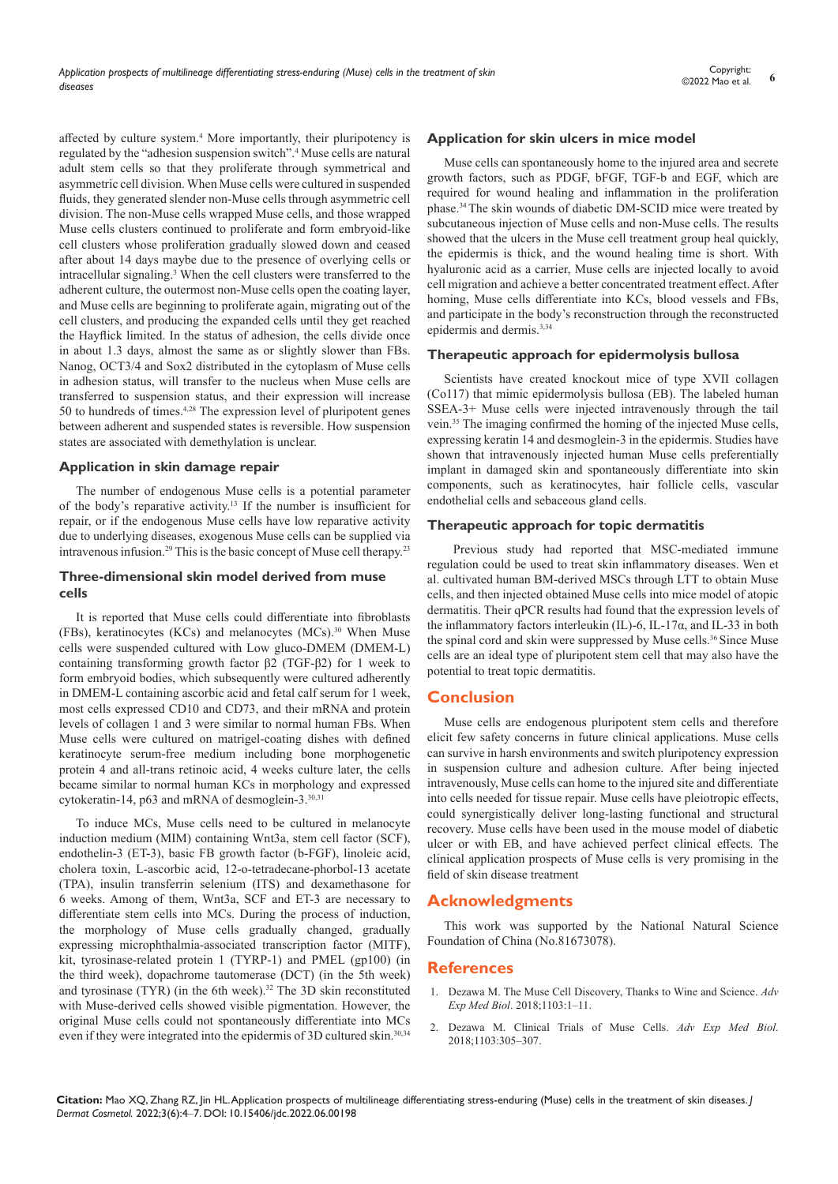affected by culture system.[4] More importantly, their pluripotency is regulated by the "adhesion suspension switch".[4] Muse cells are natural adult stem cells so that they proliferate through symmetrical and asymmetric cell division. When Muse cells were cultured in suspended fluids, they generated slender non-Muse cells through asymmetric cell division. The non-Muse cells wrapped Muse cells, and those wrapped Muse cells clusters continued to proliferate and form embryoid-like cell clusters whose proliferation gradually slowed down and ceased after about 14 days maybe due to the presence of overlying cells or intracellular signaling.[3] When the cell clusters were transferred to the adherent culture, the outermost non-Muse cells open the coating layer, and Muse cells are beginning to proliferate again, migrating out of the cell clusters, and producing the expanded cells until they get reached the Hayflick limited. In the status of adhesion, the cells divide once in about 1.3 days, almost the same as or slightly slower than FBs. Nanog, OCT3/4 and Sox2 distributed in the cytoplasm of Muse cells in adhesion status, will transfer to the nucleus when Muse cells are transferred to suspension status, and their expression will increase 50 to hundreds of times.[4,28] The expression level of pluripotent genes between adherent and suspended states is reversible. How suspension states are associated with demethylation is unclear.

### Application in skin damage repair

The number of endogenous Muse cells is a potential parameter of the body's reparative activity.[13] If the number is insufficient for repair, or if the endogenous Muse cells have low reparative activity due to underlying diseases, exogenous Muse cells can be supplied via intravenous infusion.[29] This is the basic concept of Muse cell therapy.[23]

### Three-dimensional skin model derived from muse cells

It is reported that Muse cells could differentiate into fibroblasts (FBs), keratinocytes (KCs) and melanocytes (MCs).[30] When Muse cells were suspended cultured with Low gluco-DMEM (DMEM-L) containing transforming growth factor β2 (TGF-β2) for 1 week to form embryoid bodies, which subsequently were cultured adherently in DMEM-L containing ascorbic acid and fetal calf serum for 1 week, most cells expressed CD10 and CD73, and their mRNA and protein levels of collagen 1 and 3 were similar to normal human FBs. When Muse cells were cultured on matrigel-coating dishes with defined keratinocyte serum-free medium including bone morphogenetic protein 4 and all-trans retinoic acid, 4 weeks culture later, the cells became similar to normal human KCs in morphology and expressed cytokeratin-14, p63 and mRNA of desmoglein-3.[30,31]

To induce MCs, Muse cells need to be cultured in melanocyte induction medium (MIM) containing Wnt3a, stem cell factor (SCF), endothelin-3 (ET-3), basic FB growth factor (b-FGF), linoleic acid, cholera toxin, L-ascorbic acid, 12-o-tetradecane-phorbol-13 acetate (TPA), insulin transferrin selenium (ITS) and dexamethasone for 6 weeks. Among of them, Wnt3a, SCF and ET-3 are necessary to differentiate stem cells into MCs. During the process of induction, the morphology of Muse cells gradually changed, gradually expressing microphthalmia-associated transcription factor (MITF), kit, tyrosinase-related protein 1 (TYRP-1) and PMEL (gp100) (in the third week), dopachrome tautomerase (DCT) (in the 5th week) and tyrosinase (TYR) (in the 6th week).[32] The 3D skin reconstituted with Muse-derived cells showed visible pigmentation. However, the original Muse cells could not spontaneously differentiate into MCs even if they were integrated into the epidermis of 3D cultured skin.[30,34]

### Application for skin ulcers in mice model

Muse cells can spontaneously home to the injured area and secrete growth factors, such as PDGF, bFGF, TGF-b and EGF, which are required for wound healing and inflammation in the proliferation phase.[34] The skin wounds of diabetic DM-SCID mice were treated by subcutaneous injection of Muse cells and non-Muse cells. The results showed that the ulcers in the Muse cell treatment group heal quickly, the epidermis is thick, and the wound healing time is short. With hyaluronic acid as a carrier, Muse cells are injected locally to avoid cell migration and achieve a better concentrated treatment effect. After homing, Muse cells differentiate into KCs, blood vessels and FBs, and participate in the body's reconstruction through the reconstructed epidermis and dermis.[3,34]

### Therapeutic approach for epidermolysis bullosa

Scientists have created knockout mice of type XVII collagen (Co117) that mimic epidermolysis bullosa (EB). The labeled human SSEA-3+ Muse cells were injected intravenously through the tail vein.[35] The imaging confirmed the homing of the injected Muse cells, expressing keratin 14 and desmoglein-3 in the epidermis. Studies have shown that intravenously injected human Muse cells preferentially implant in damaged skin and spontaneously differentiate into skin components, such as keratinocytes, hair follicle cells, vascular endothelial cells and sebaceous gland cells.

### Therapeutic approach for topic dermatitis

Previous study had reported that MSC-mediated immune regulation could be used to treat skin inflammatory diseases. Wen et al. cultivated human BM-derived MSCs through LTT to obtain Muse cells, and then injected obtained Muse cells into mice model of atopic dermatitis. Their qPCR results had found that the expression levels of the inflammatory factors interleukin (IL)-6, IL-17α, and IL-33 in both the spinal cord and skin were suppressed by Muse cells.[36] Since Muse cells are an ideal type of pluripotent stem cell that may also have the potential to treat topic dermatitis.

## Conclusion

Muse cells are endogenous pluripotent stem cells and therefore elicit few safety concerns in future clinical applications. Muse cells can survive in harsh environments and switch pluripotency expression in suspension culture and adhesion culture. After being injected intravenously, Muse cells can home to the injured site and differentiate into cells needed for tissue repair. Muse cells have pleiotropic effects, could synergistically deliver long-lasting functional and structural recovery. Muse cells have been used in the mouse model of diabetic ulcer or with EB, and have achieved perfect clinical effects. The clinical application prospects of Muse cells is very promising in the field of skin disease treatment

## Acknowledgments

This work was supported by the National Natural Science Foundation of China (No.81673078).

## References

1. Dezawa M. The Muse Cell Discovery, Thanks to Wine and Science. *Adv Exp Med Biol*. 2018;1103:1–11.
2. Dezawa M. Clinical Trials of Muse Cells. *Adv Exp Med Biol*. 2018;1103:305–307.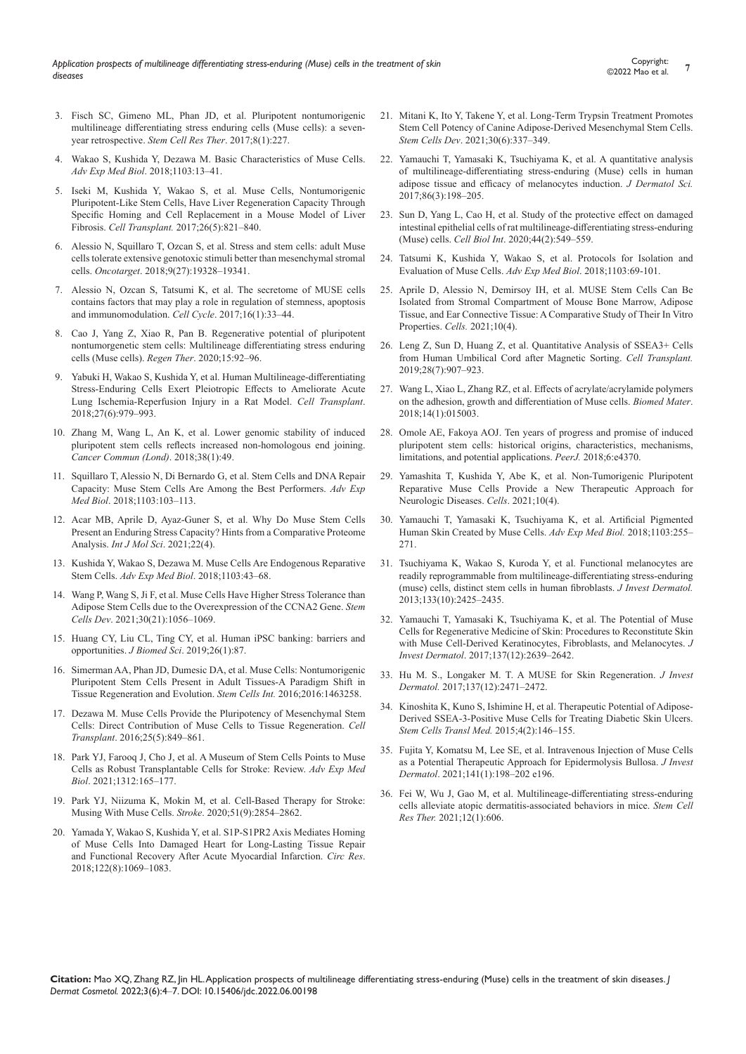3. Fisch SC, Gimeno ML, Phan JD, et al. Pluripotent nontumorigenic multilineage differentiating stress enduring cells (Muse cells): a seven-year retrospective. *Stem Cell Res Ther*. 2017;8(1):227.

4. Wakao S, Kushida Y, Dezawa M. Basic Characteristics of Muse Cells. *Adv Exp Med Biol*. 2018;1103:13–41.

5. Iseki M, Kushida Y, Wakao S, et al. Muse Cells, Nontumorigenic Pluripotent-Like Stem Cells, Have Liver Regeneration Capacity Through Specific Homing and Cell Replacement in a Mouse Model of Liver Fibrosis. *Cell Transplant.* 2017;26(5):821–840.

6. Alessio N, Squillaro T, Ozcan S, et al. Stress and stem cells: adult Muse cells tolerate extensive genotoxic stimuli better than mesenchymal stromal cells. *Oncotarget*. 2018;9(27):19328–19341.

7. Alessio N, Ozcan S, Tatsumi K, et al. The secretome of MUSE cells contains factors that may play a role in regulation of stemness, apoptosis and immunomodulation. *Cell Cycle*. 2017;16(1):33–44.

8. Cao J, Yang Z, Xiao R, Pan B. Regenerative potential of pluripotent nontumorgenetic stem cells: Multilineage differentiating stress enduring cells (Muse cells). *Regen Ther*. 2020;15:92–96.

9. Yabuki H, Wakao S, Kushida Y, et al. Human Multilineage-differentiating Stress-Enduring Cells Exert Pleiotropic Effects to Ameliorate Acute Lung Ischemia-Reperfusion Injury in a Rat Model. *Cell Transplant*. 2018;27(6):979–993.

10. Zhang M, Wang L, An K, et al. Lower genomic stability of induced pluripotent stem cells reflects increased non-homologous end joining. *Cancer Commun (Lond)*. 2018;38(1):49.

11. Squillaro T, Alessio N, Di Bernardo G, et al. Stem Cells and DNA Repair Capacity: Muse Stem Cells Are Among the Best Performers. *Adv Exp Med Biol*. 2018;1103:103–113.

12. Acar MB, Aprile D, Ayaz-Guner S, et al. Why Do Muse Stem Cells Present an Enduring Stress Capacity? Hints from a Comparative Proteome Analysis. *Int J Mol Sci*. 2021;22(4).

13. Kushida Y, Wakao S, Dezawa M. Muse Cells Are Endogenous Reparative Stem Cells. *Adv Exp Med Biol*. 2018;1103:43–68.

14. Wang P, Wang S, Ji F, et al. Muse Cells Have Higher Stress Tolerance than Adipose Stem Cells due to the Overexpression of the CCNA2 Gene. *Stem Cells Dev*. 2021;30(21):1056–1069.

15. Huang CY, Liu CL, Ting CY, et al. Human iPSC banking: barriers and opportunities. *J Biomed Sci*. 2019;26(1):87.

16. Simerman AA, Phan JD, Dumesic DA, et al. Muse Cells: Nontumorigenic Pluripotent Stem Cells Present in Adult Tissues-A Paradigm Shift in Tissue Regeneration and Evolution. *Stem Cells Int.* 2016;2016:1463258.

17. Dezawa M. Muse Cells Provide the Pluripotency of Mesenchymal Stem Cells: Direct Contribution of Muse Cells to Tissue Regeneration. *Cell Transplant*. 2016;25(5):849–861.

18. Park YJ, Farooq J, Cho J, et al. A Museum of Stem Cells Points to Muse Cells as Robust Transplantable Cells for Stroke: Review. *Adv Exp Med Biol*. 2021;1312:165–177.

19. Park YJ, Niizuma K, Mokin M, et al. Cell-Based Therapy for Stroke: Musing With Muse Cells. *Stroke*. 2020;51(9):2854–2862.

20. Yamada Y, Wakao S, Kushida Y, et al. S1P-S1PR2 Axis Mediates Homing of Muse Cells Into Damaged Heart for Long-Lasting Tissue Repair and Functional Recovery After Acute Myocardial Infarction. *Circ Res*. 2018;122(8):1069–1083.

21. Mitani K, Ito Y, Takene Y, et al. Long-Term Trypsin Treatment Promotes Stem Cell Potency of Canine Adipose-Derived Mesenchymal Stem Cells. *Stem Cells Dev*. 2021;30(6):337–349.

22. Yamauchi T, Yamasaki K, Tsuchiyama K, et al. A quantitative analysis of multilineage-differentiating stress-enduring (Muse) cells in human adipose tissue and efficacy of melanocytes induction. *J Dermatol Sci.* 2017;86(3):198–205.

23. Sun D, Yang L, Cao H, et al. Study of the protective effect on damaged intestinal epithelial cells of rat multilineage-differentiating stress-enduring (Muse) cells. *Cell Biol Int*. 2020;44(2):549–559.

24. Tatsumi K, Kushida Y, Wakao S, et al. Protocols for Isolation and Evaluation of Muse Cells. *Adv Exp Med Biol*. 2018;1103:69-101.

25. Aprile D, Alessio N, Demirsoy IH, et al. MUSE Stem Cells Can Be Isolated from Stromal Compartment of Mouse Bone Marrow, Adipose Tissue, and Ear Connective Tissue: A Comparative Study of Their In Vitro Properties. *Cells.* 2021;10(4).

26. Leng Z, Sun D, Huang Z, et al. Quantitative Analysis of SSEA3+ Cells from Human Umbilical Cord after Magnetic Sorting. *Cell Transplant.* 2019;28(7):907–923.

27. Wang L, Xiao L, Zhang RZ, et al. Effects of acrylate/acrylamide polymers on the adhesion, growth and differentiation of Muse cells. *Biomed Mater*. 2018;14(1):015003.

28. Omole AE, Fakoya AOJ. Ten years of progress and promise of induced pluripotent stem cells: historical origins, characteristics, mechanisms, limitations, and potential applications. *PeerJ.* 2018;6:e4370.

29. Yamashita T, Kushida Y, Abe K, et al. Non-Tumorigenic Pluripotent Reparative Muse Cells Provide a New Therapeutic Approach for Neurologic Diseases. *Cells*. 2021;10(4).

30. Yamauchi T, Yamasaki K, Tsuchiyama K, et al. Artificial Pigmented Human Skin Created by Muse Cells. *Adv Exp Med Biol.* 2018;1103:255–271.

31. Tsuchiyama K, Wakao S, Kuroda Y, et al. Functional melanocytes are readily reprogrammable from multilineage-differentiating stress-enduring (muse) cells, distinct stem cells in human fibroblasts. *J Invest Dermatol.* 2013;133(10):2425–2435.

32. Yamauchi T, Yamasaki K, Tsuchiyama K, et al. The Potential of Muse Cells for Regenerative Medicine of Skin: Procedures to Reconstitute Skin with Muse Cell-Derived Keratinocytes, Fibroblasts, and Melanocytes. *J Invest Dermatol*. 2017;137(12):2639–2642.

33. Hu M. S., Longaker M. T. A MUSE for Skin Regeneration. *J Invest Dermatol.* 2017;137(12):2471–2472.

34. Kinoshita K, Kuno S, Ishimine H, et al. Therapeutic Potential of Adipose-Derived SSEA-3-Positive Muse Cells for Treating Diabetic Skin Ulcers. *Stem Cells Transl Med.* 2015;4(2):146–155.

35. Fujita Y, Komatsu M, Lee SE, et al. Intravenous Injection of Muse Cells as a Potential Therapeutic Approach for Epidermolysis Bullosa. *J Invest Dermatol*. 2021;141(1):198–202 e196.

36. Fei W, Wu J, Gao M, et al. Multilineage-differentiating stress-enduring cells alleviate atopic dermatitis-associated behaviors in mice. *Stem Cell Res Ther.* 2021;12(1):606.